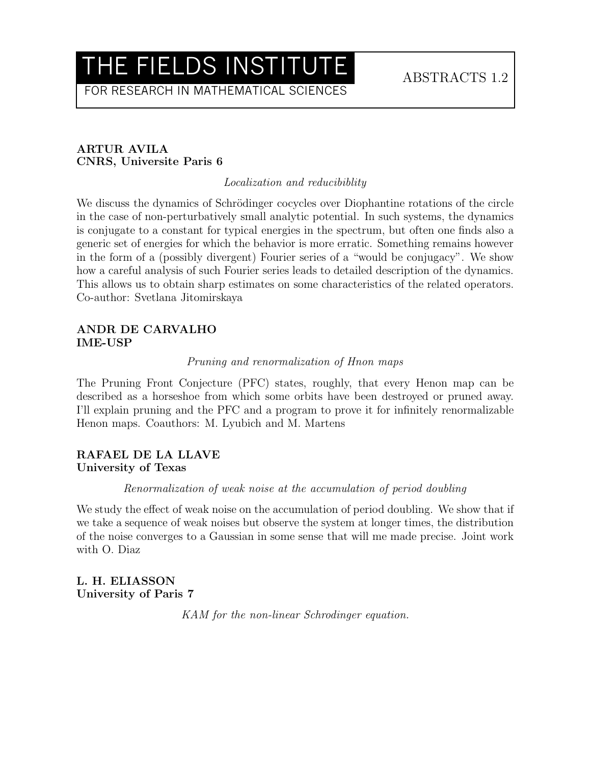# THE FIELDS INSTITUTE

FOR RESEARCH IN MATHEMATICAL SCIENCES

ABSTRACTS 1.2

**ARTUR AVILA**
**CNRS, Universite Paris 6**

*Localization and reducibiblity*

We discuss the dynamics of Schrödinger cocycles over Diophantine rotations of the circle in the case of non-perturbatively small analytic potential. In such systems, the dynamics is conjugate to a constant for typical energies in the spectrum, but often one finds also a generic set of energies for which the behavior is more erratic. Something remains however in the form of a (possibly divergent) Fourier series of a "would be conjugacy". We show how a careful analysis of such Fourier series leads to detailed description of the dynamics. This allows us to obtain sharp estimates on some characteristics of the related operators. Co-author: Svetlana Jitomirskaya

**ANDR DE CARVALHO**
**IME-USP**

*Pruning and renormalization of Hnon maps*

The Pruning Front Conjecture (PFC) states, roughly, that every Henon map can be described as a horseshoe from which some orbits have been destroyed or pruned away. I'll explain pruning and the PFC and a program to prove it for infinitely renormalizable Henon maps. Coauthors: M. Lyubich and M. Martens

**RAFAEL DE LA LLAVE**
**University of Texas**

*Renormalization of weak noise at the accumulation of period doubling*

We study the effect of weak noise on the accumulation of period doubling. We show that if we take a sequence of weak noises but observe the system at longer times, the distribution of the noise converges to a Gaussian in some sense that will me made precise. Joint work with O. Diaz

**L. H. ELIASSON**
**University of Paris 7**

*KAM for the non-linear Schrodinger equation.*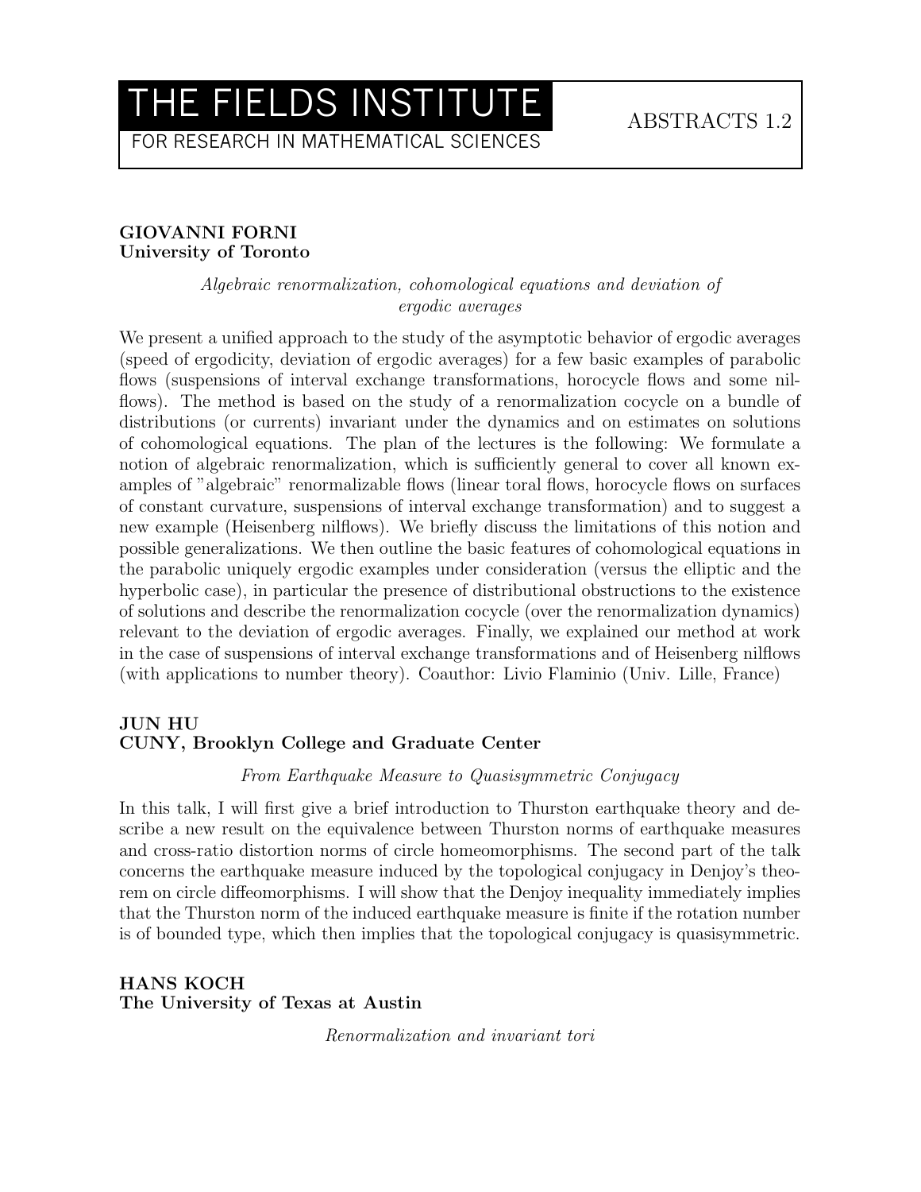**GIOVANNI FORNI**
**University of Toronto**

*Algebraic renormalization, cohomological equations and deviation of ergodic averages*

We present a unified approach to the study of the asymptotic behavior of ergodic averages (speed of ergodicity, deviation of ergodic averages) for a few basic examples of parabolic flows (suspensions of interval exchange transformations, horocycle flows and some nilflows). The method is based on the study of a renormalization cocycle on a bundle of distributions (or currents) invariant under the dynamics and on estimates on solutions of cohomological equations. The plan of the lectures is the following: We formulate a notion of algebraic renormalization, which is sufficiently general to cover all known examples of "algebraic" renormalizable flows (linear toral flows, horocycle flows on surfaces of constant curvature, suspensions of interval exchange transformation) and to suggest a new example (Heisenberg nilflows). We briefly discuss the limitations of this notion and possible generalizations. We then outline the basic features of cohomological equations in the parabolic uniquely ergodic examples under consideration (versus the elliptic and the hyperbolic case), in particular the presence of distributional obstructions to the existence of solutions and describe the renormalization cocycle (over the renormalization dynamics) relevant to the deviation of ergodic averages. Finally, we explained our method at work in the case of suspensions of interval exchange transformations and of Heisenberg nilflows (with applications to number theory). Coauthor: Livio Flaminio (Univ. Lille, France)

**JUN HU**
**CUNY, Brooklyn College and Graduate Center**

*From Earthquake Measure to Quasisymmetric Conjugacy*

In this talk, I will first give a brief introduction to Thurston earthquake theory and describe a new result on the equivalence between Thurston norms of earthquake measures and cross-ratio distortion norms of circle homeomorphisms. The second part of the talk concerns the earthquake measure induced by the topological conjugacy in Denjoy's theorem on circle diffeomorphisms. I will show that the Denjoy inequality immediately implies that the Thurston norm of the induced earthquake measure is finite if the rotation number is of bounded type, which then implies that the topological conjugacy is quasisymmetric.

**HANS KOCH**
**The University of Texas at Austin**

*Renormalization and invariant tori*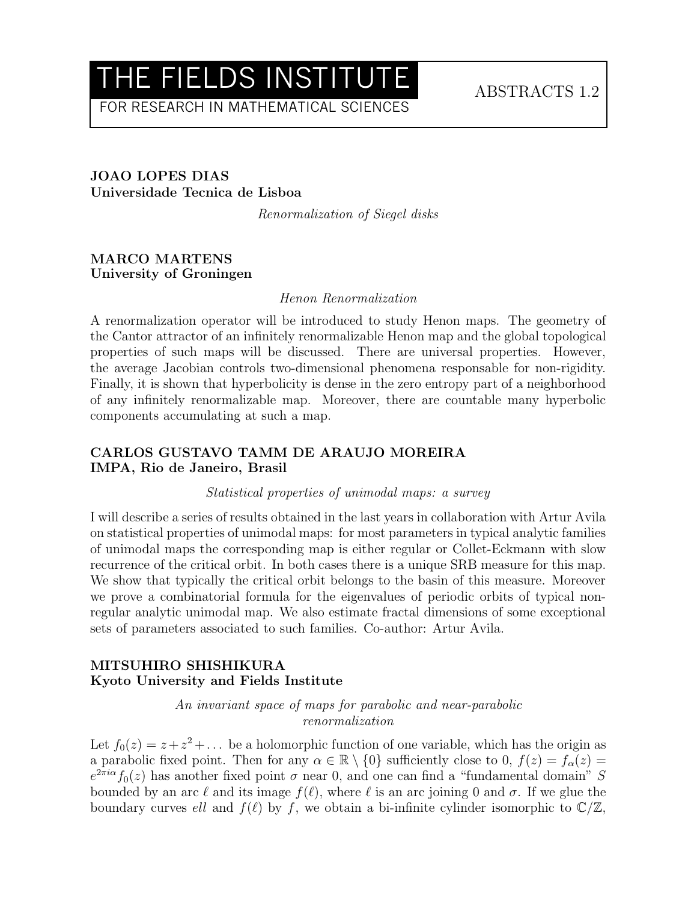THE FIELDS INSTITUTE
FOR RESEARCH IN MATHEMATICAL SCIENCES

ABSTRACTS 1.2

**JOAO LOPES DIAS**
**Universidade Tecnica de Lisboa**

*Renormalization of Siegel disks*

**MARCO MARTENS**
**University of Groningen**

*Henon Renormalization*

A renormalization operator will be introduced to study Henon maps. The geometry of the Cantor attractor of an infinitely renormalizable Henon map and the global topological properties of such maps will be discussed. There are universal properties. However, the average Jacobian controls two-dimensional phenomena responsable for non-rigidity. Finally, it is shown that hyperbolicity is dense in the zero entropy part of a neighborhood of any infinitely renormalizable map. Moreover, there are countable many hyperbolic components accumulating at such a map.

**CARLOS GUSTAVO TAMM DE ARAUJO MOREIRA**
**IMPA, Rio de Janeiro, Brasil**

*Statistical properties of unimodal maps: a survey*

I will describe a series of results obtained in the last years in collaboration with Artur Avila on statistical properties of unimodal maps: for most parameters in typical analytic families of unimodal maps the corresponding map is either regular or Collet-Eckmann with slow recurrence of the critical orbit. In both cases there is a unique SRB measure for this map. We show that typically the critical orbit belongs to the basin of this measure. Moreover we prove a combinatorial formula for the eigenvalues of periodic orbits of typical non-regular analytic unimodal map. We also estimate fractal dimensions of some exceptional sets of parameters associated to such families. Co-author: Artur Avila.

**MITSUHIRO SHISHIKURA**
**Kyoto University and Fields Institute**

*An invariant space of maps for parabolic and near-parabolic renormalization*

Let $f_0(z) = z + z^2 + \dots$ be a holomorphic function of one variable, which has the origin as a parabolic fixed point. Then for any $\alpha \in \mathbb{R} \setminus \{0\}$ sufficiently close to 0, $f(z) = f_\alpha(z) = e^{2\pi i \alpha} f_0(z)$ has another fixed point $\sigma$ near 0, and one can find a "fundamental domain" $S$ bounded by an arc $\ell$ and its image $f(\ell)$, where $\ell$ is an arc joining 0 and $\sigma$. If we glue the boundary curves *ell* and $f(\ell)$ by $f$, we obtain a bi-infinite cylinder isomorphic to $\mathbb{C}/\mathbb{Z}$,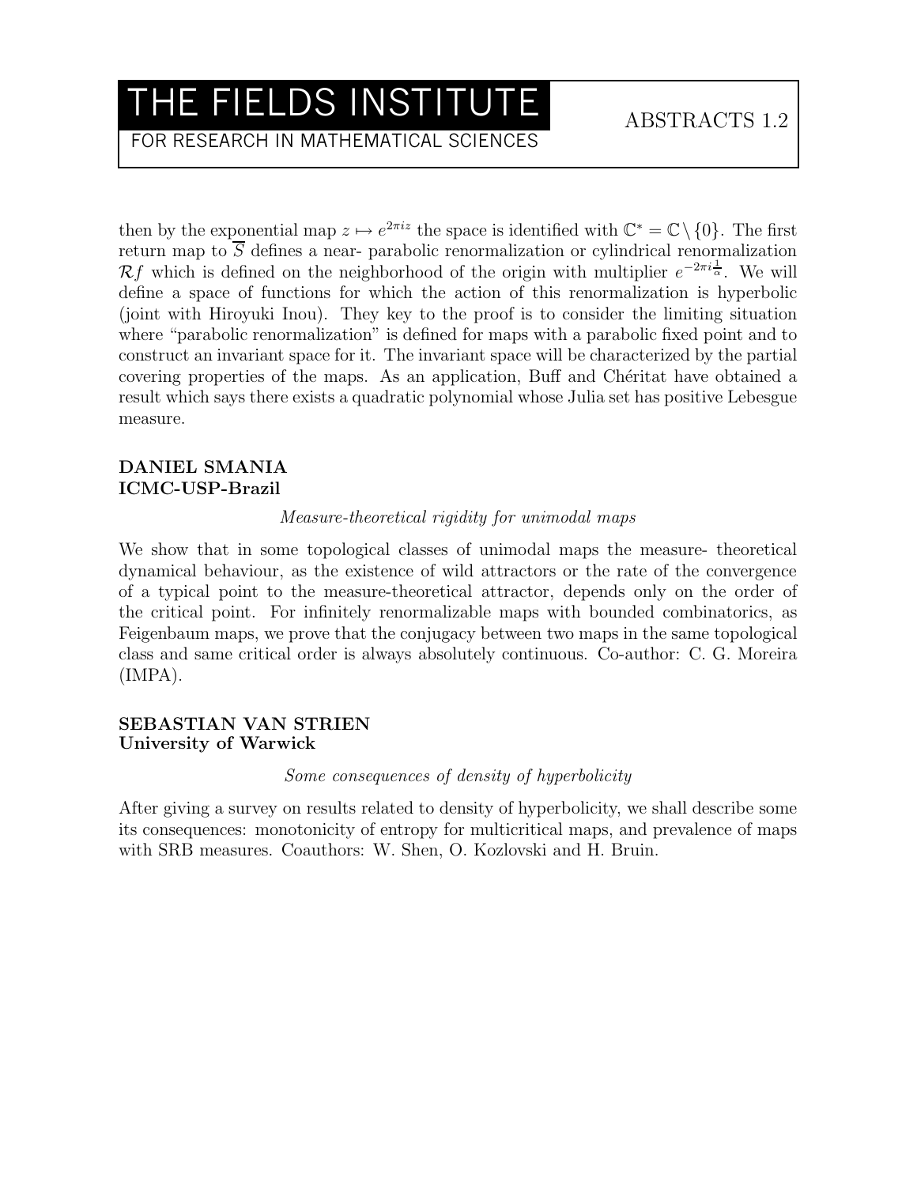then by the exponential map $z \mapsto e^{2\pi iz}$ the space is identified with $\mathbb{C}^* = \mathbb{C} \setminus \{0\}$. The first return map to $\overline{S}$ defines a near- parabolic renormalization or cylindrical renormalization $\mathcal{R}f$ which is defined on the neighborhood of the origin with multiplier $e^{-2\pi i \frac{1}{\alpha}}$. We will define a space of functions for which the action of this renormalization is hyperbolic (joint with Hiroyuki Inou). They key to the proof is to consider the limiting situation where "parabolic renormalization" is defined for maps with a parabolic fixed point and to construct an invariant space for it. The invariant space will be characterized by the partial covering properties of the maps. As an application, Buff and Chéritat have obtained a result which says there exists a quadratic polynomial whose Julia set has positive Lebesgue measure.

**DANIEL SMANIA**
**ICMC-USP-Brazil**

*Measure-theoretical rigidity for unimodal maps*

We show that in some topological classes of unimodal maps the measure- theoretical dynamical behaviour, as the existence of wild attractors or the rate of the convergence of a typical point to the measure-theoretical attractor, depends only on the order of the critical point. For infinitely renormalizable maps with bounded combinatorics, as Feigenbaum maps, we prove that the conjugacy between two maps in the same topological class and same critical order is always absolutely continuous. Co-author: C. G. Moreira (IMPA).

**SEBASTIAN VAN STRIEN**
**University of Warwick**

*Some consequences of density of hyperbolicity*

After giving a survey on results related to density of hyperbolicity, we shall describe some its consequences: monotonicity of entropy for multicritical maps, and prevalence of maps with SRB measures. Coauthors: W. Shen, O. Kozlovski and H. Bruin.